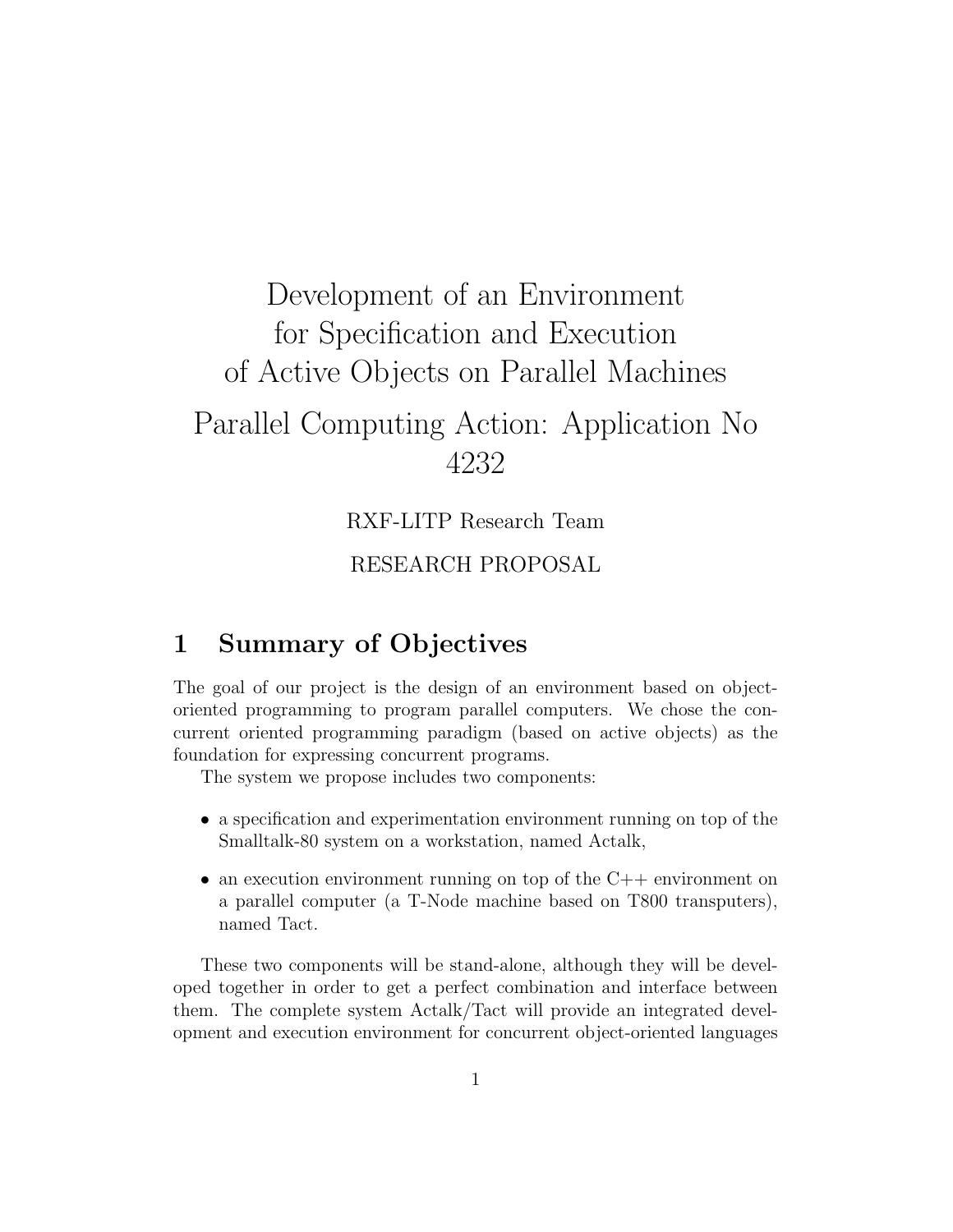# Development of an Environment for Specification and Execution of Active Objects on Parallel Machines

# Parallel Computing Action: Application No 4232

RXF-LITP Research Team

RESEARCH PROPOSAL

## 1 Summary of Objectives

The goal of our project is the design of an environment based on object-oriented programming to program parallel computers. We chose the concurrent oriented programming paradigm (based on active objects) as the foundation for expressing concurrent programs.

The system we propose includes two components:

- a specification and experimentation environment running on top of the Smalltalk-80 system on a workstation, named Actalk,
- an execution environment running on top of the C++ environment on a parallel computer (a T-Node machine based on T800 transputers), named Tact.

These two components will be stand-alone, although they will be developed together in order to get a perfect combination and interface between them. The complete system Actalk/Tact will provide an integrated development and execution environment for concurrent object-oriented languages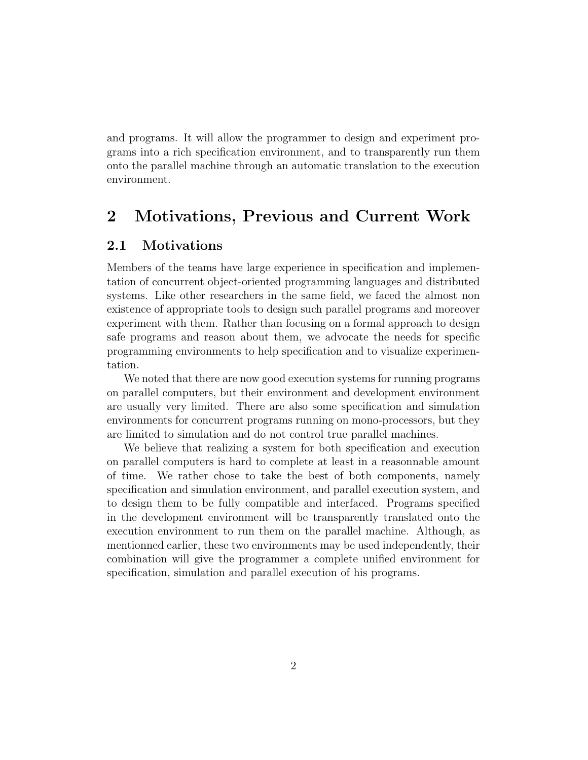and programs. It will allow the programmer to design and experiment programs into a rich specification environment, and to transparently run them onto the parallel machine through an automatic translation to the execution environment.

# 2 Motivations, Previous and Current Work

## 2.1 Motivations

Members of the teams have large experience in specification and implementation of concurrent object-oriented programming languages and distributed systems. Like other researchers in the same field, we faced the almost non existence of appropriate tools to design such parallel programs and moreover experiment with them. Rather than focusing on a formal approach to design safe programs and reason about them, we advocate the needs for specific programming environments to help specification and to visualize experimentation.

We noted that there are now good execution systems for running programs on parallel computers, but their environment and development environment are usually very limited. There are also some specification and simulation environments for concurrent programs running on mono-processors, but they are limited to simulation and do not control true parallel machines.

We believe that realizing a system for both specification and execution on parallel computers is hard to complete at least in a reasonnable amount of time. We rather chose to take the best of both components, namely specification and simulation environment, and parallel execution system, and to design them to be fully compatible and interfaced. Programs specified in the development environment will be transparently translated onto the execution environment to run them on the parallel machine. Although, as mentionned earlier, these two environments may be used independently, their combination will give the programmer a complete unified environment for specification, simulation and parallel execution of his programs.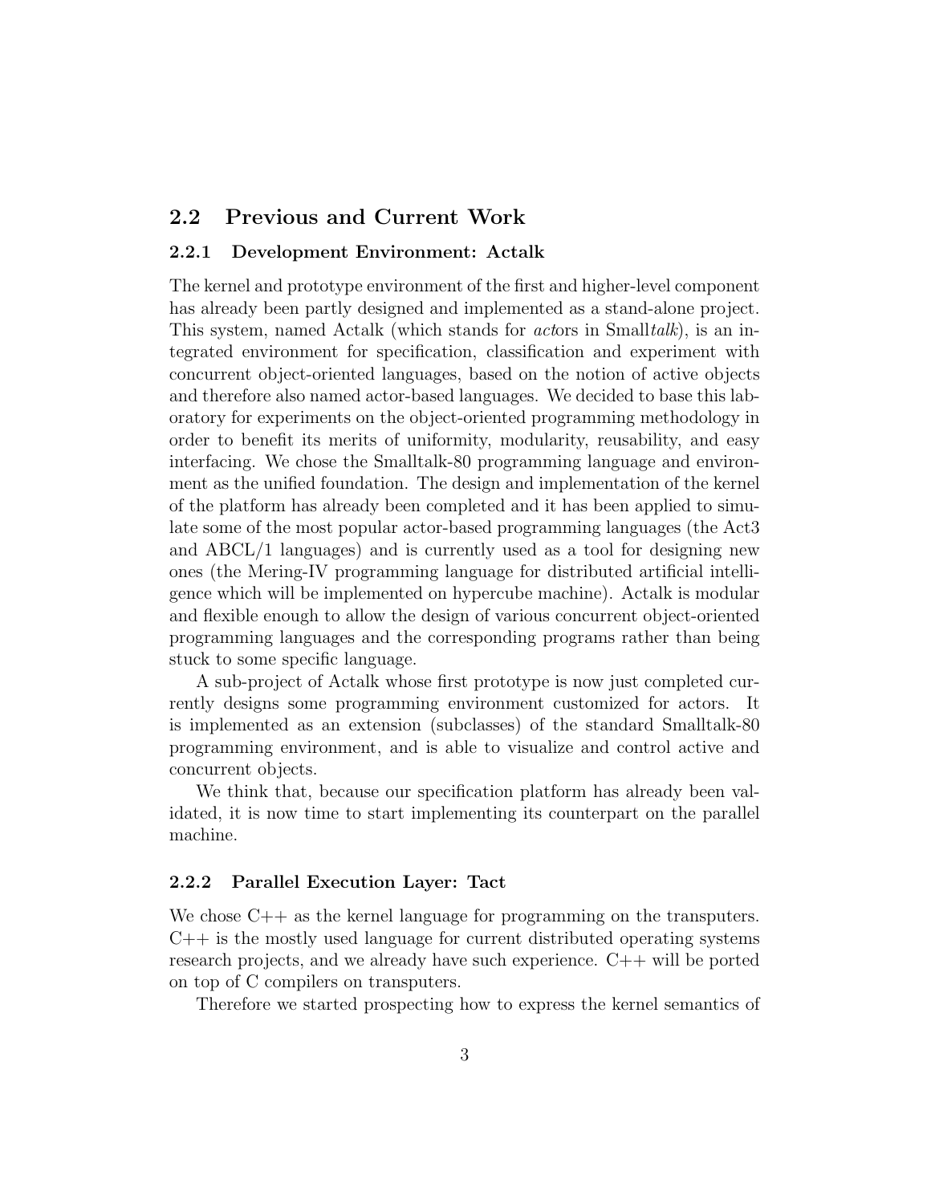## 2.2 Previous and Current Work

### 2.2.1 Development Environment: Actalk

The kernel and prototype environment of the first and higher-level component has already been partly designed and implemented as a stand-alone project. This system, named Actalk (which stands for *act*ors in Small*talk*), is an integrated environment for specification, classification and experiment with concurrent object-oriented languages, based on the notion of active objects and therefore also named actor-based languages. We decided to base this laboratory for experiments on the object-oriented programming methodology in order to benefit its merits of uniformity, modularity, reusability, and easy interfacing. We chose the Smalltalk-80 programming language and environment as the unified foundation. The design and implementation of the kernel of the platform has already been completed and it has been applied to simulate some of the most popular actor-based programming languages (the Act3 and ABCL/1 languages) and is currently used as a tool for designing new ones (the Mering-IV programming language for distributed artificial intelligence which will be implemented on hypercube machine). Actalk is modular and flexible enough to allow the design of various concurrent object-oriented programming languages and the corresponding programs rather than being stuck to some specific language.

A sub-project of Actalk whose first prototype is now just completed currently designs some programming environment customized for actors. It is implemented as an extension (subclasses) of the standard Smalltalk-80 programming environment, and is able to visualize and control active and concurrent objects.

We think that, because our specification platform has already been validated, it is now time to start implementing its counterpart on the parallel machine.

### 2.2.2 Parallel Execution Layer: Tact

We chose C++ as the kernel language for programming on the transputers. C++ is the mostly used language for current distributed operating systems research projects, and we already have such experience. C++ will be ported on top of C compilers on transputers.

Therefore we started prospecting how to express the kernel semantics of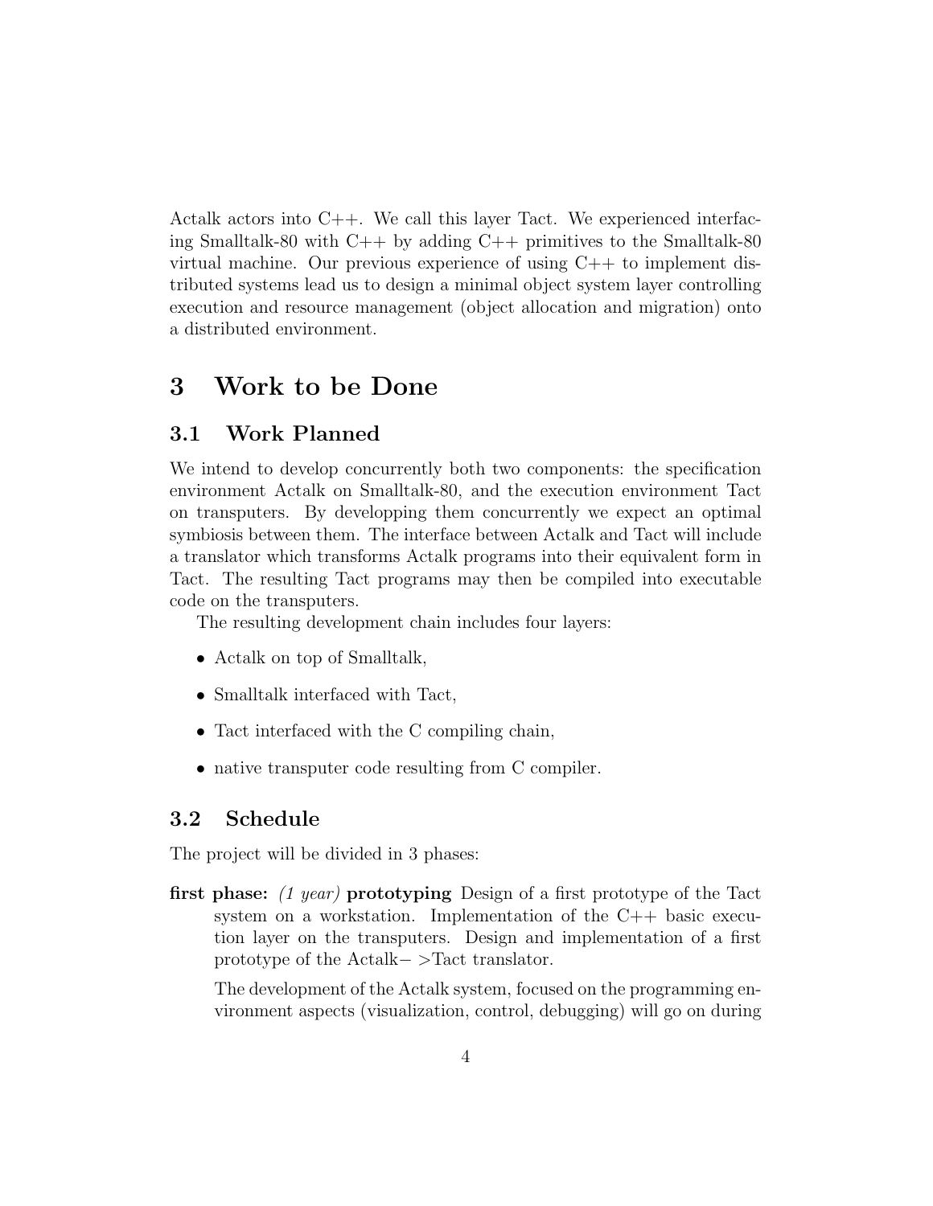Actalk actors into C++. We call this layer Tact. We experienced interfacing Smalltalk-80 with C++ by adding C++ primitives to the Smalltalk-80 virtual machine. Our previous experience of using C++ to implement distributed systems lead us to design a minimal object system layer controlling execution and resource management (object allocation and migration) onto a distributed environment.

# 3 Work to be Done

## 3.1 Work Planned

We intend to develop concurrently both two components: the specification environment Actalk on Smalltalk-80, and the execution environment Tact on transputers. By developping them concurrently we expect an optimal symbiosis between them. The interface between Actalk and Tact will include a translator which transforms Actalk programs into their equivalent form in Tact. The resulting Tact programs may then be compiled into executable code on the transputers.

The resulting development chain includes four layers:

- Actalk on top of Smalltalk,
- Smalltalk interfaced with Tact,
- Tact interfaced with the C compiling chain,
- native transputer code resulting from C compiler.

## 3.2 Schedule

The project will be divided in 3 phases:

**first phase:** *(1 year)* **prototyping** Design of a first prototype of the Tact system on a workstation. Implementation of the C++ basic execution layer on the transputers. Design and implementation of a first prototype of the Actalk−>Tact translator.

The development of the Actalk system, focused on the programming environment aspects (visualization, control, debugging) will go on during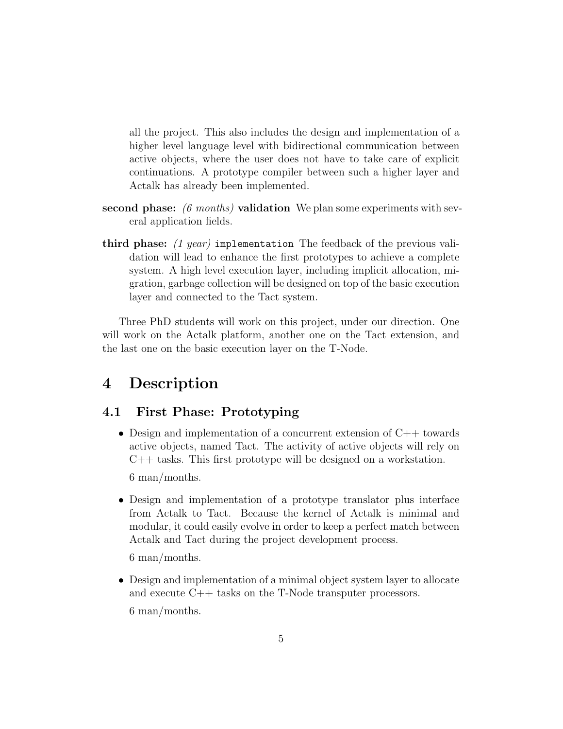all the project. This also includes the design and implementation of a higher level language level with bidirectional communication between active objects, where the user does not have to take care of explicit continuations. A prototype compiler between such a higher layer and Actalk has already been implemented.

**second phase:** *(6 months)* **validation** We plan some experiments with several application fields.

**third phase:** *(1 year)* `implementation` The feedback of the previous validation will lead to enhance the first prototypes to achieve a complete system. A high level execution layer, including implicit allocation, migration, garbage collection will be designed on top of the basic execution layer and connected to the Tact system.

Three PhD students will work on this project, under our direction. One will work on the Actalk platform, another one on the Tact extension, and the last one on the basic execution layer on the T-Node.

# 4 Description

## 4.1 First Phase: Prototyping

- Design and implementation of a concurrent extension of C++ towards active objects, named Tact. The activity of active objects will rely on C++ tasks. This first prototype will be designed on a workstation.

  6 man/months.

- Design and implementation of a prototype translator plus interface from Actalk to Tact. Because the kernel of Actalk is minimal and modular, it could easily evolve in order to keep a perfect match between Actalk and Tact during the project development process.

  6 man/months.

- Design and implementation of a minimal object system layer to allocate and execute C++ tasks on the T-Node transputer processors.

  6 man/months.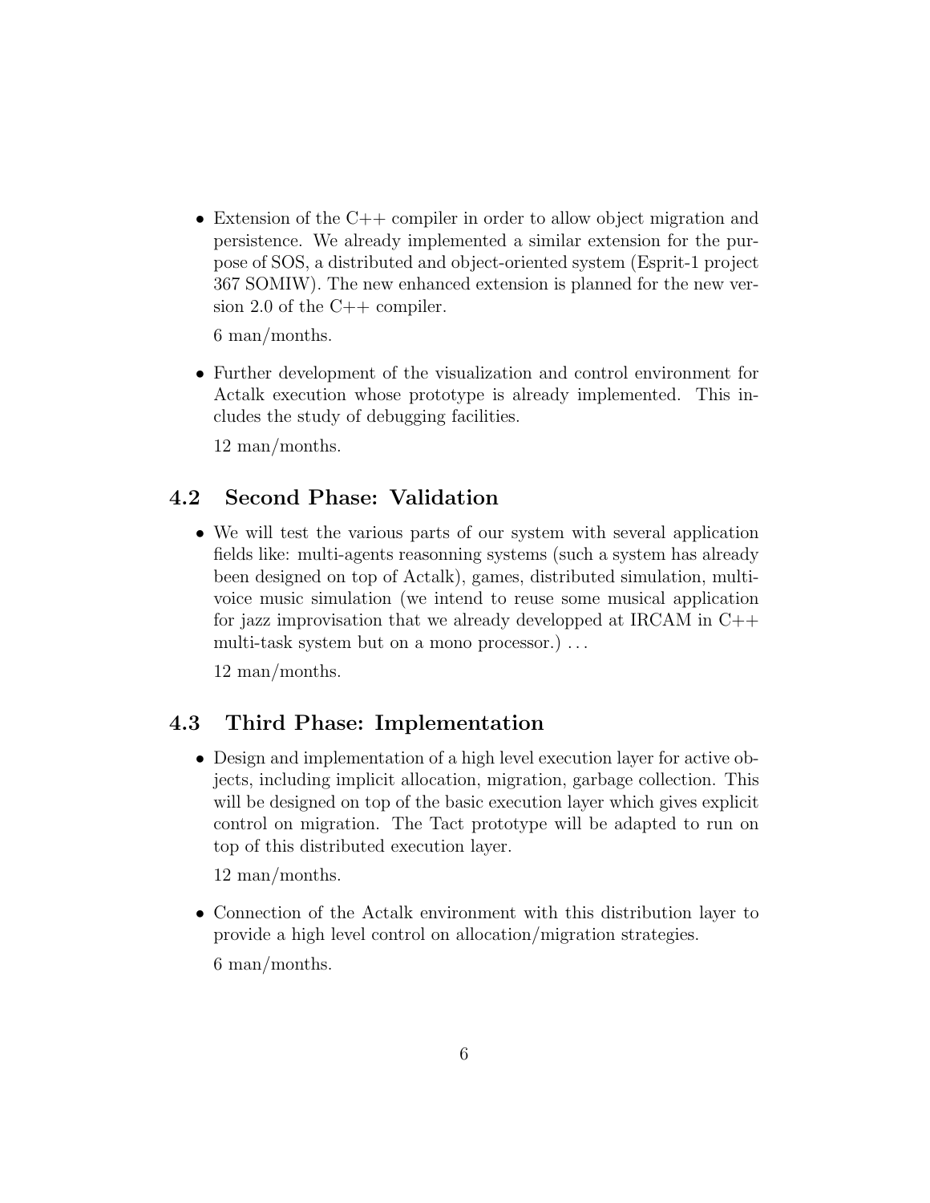- Extension of the C++ compiler in order to allow object migration and persistence. We already implemented a similar extension for the purpose of SOS, a distributed and object-oriented system (Esprit-1 project 367 SOMIW). The new enhanced extension is planned for the new version 2.0 of the C++ compiler.

  6 man/months.

- Further development of the visualization and control environment for Actalk execution whose prototype is already implemented. This includes the study of debugging facilities.

  12 man/months.

### 4.2 Second Phase: Validation

- We will test the various parts of our system with several application fields like: multi-agents reasonning systems (such a system has already been designed on top of Actalk), games, distributed simulation, multi-voice music simulation (we intend to reuse some musical application for jazz improvisation that we already developped at IRCAM in C++ multi-task system but on a mono processor.) ...

  12 man/months.

### 4.3 Third Phase: Implementation

- Design and implementation of a high level execution layer for active objects, including implicit allocation, migration, garbage collection. This will be designed on top of the basic execution layer which gives explicit control on migration. The Tact prototype will be adapted to run on top of this distributed execution layer.

  12 man/months.

- Connection of the Actalk environment with this distribution layer to provide a high level control on allocation/migration strategies.

  6 man/months.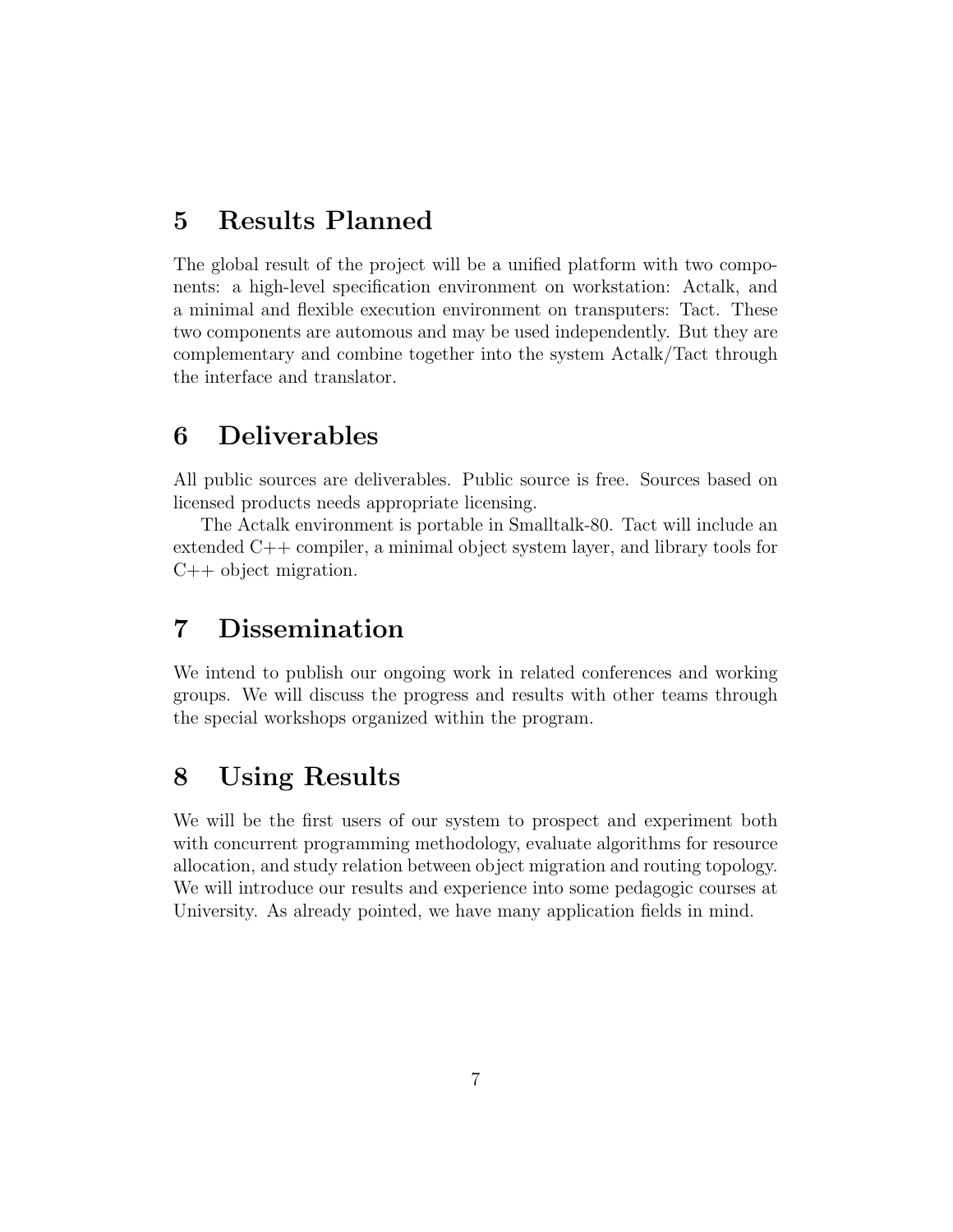## 5 Results Planned

The global result of the project will be a unified platform with two components: a high-level specification environment on workstation: Actalk, and a minimal and flexible execution environment on transputers: Tact. These two components are automous and may be used independently. But they are complementary and combine together into the system Actalk/Tact through the interface and translator.

## 6 Deliverables

All public sources are deliverables. Public source is free. Sources based on licensed products needs appropriate licensing.

The Actalk environment is portable in Smalltalk-80. Tact will include an extended C++ compiler, a minimal object system layer, and library tools for C++ object migration.

## 7 Dissemination

We intend to publish our ongoing work in related conferences and working groups. We will discuss the progress and results with other teams through the special workshops organized within the program.

## 8 Using Results

We will be the first users of our system to prospect and experiment both with concurrent programming methodology, evaluate algorithms for resource allocation, and study relation between object migration and routing topology. We will introduce our results and experience into some pedagogic courses at University. As already pointed, we have many application fields in mind.